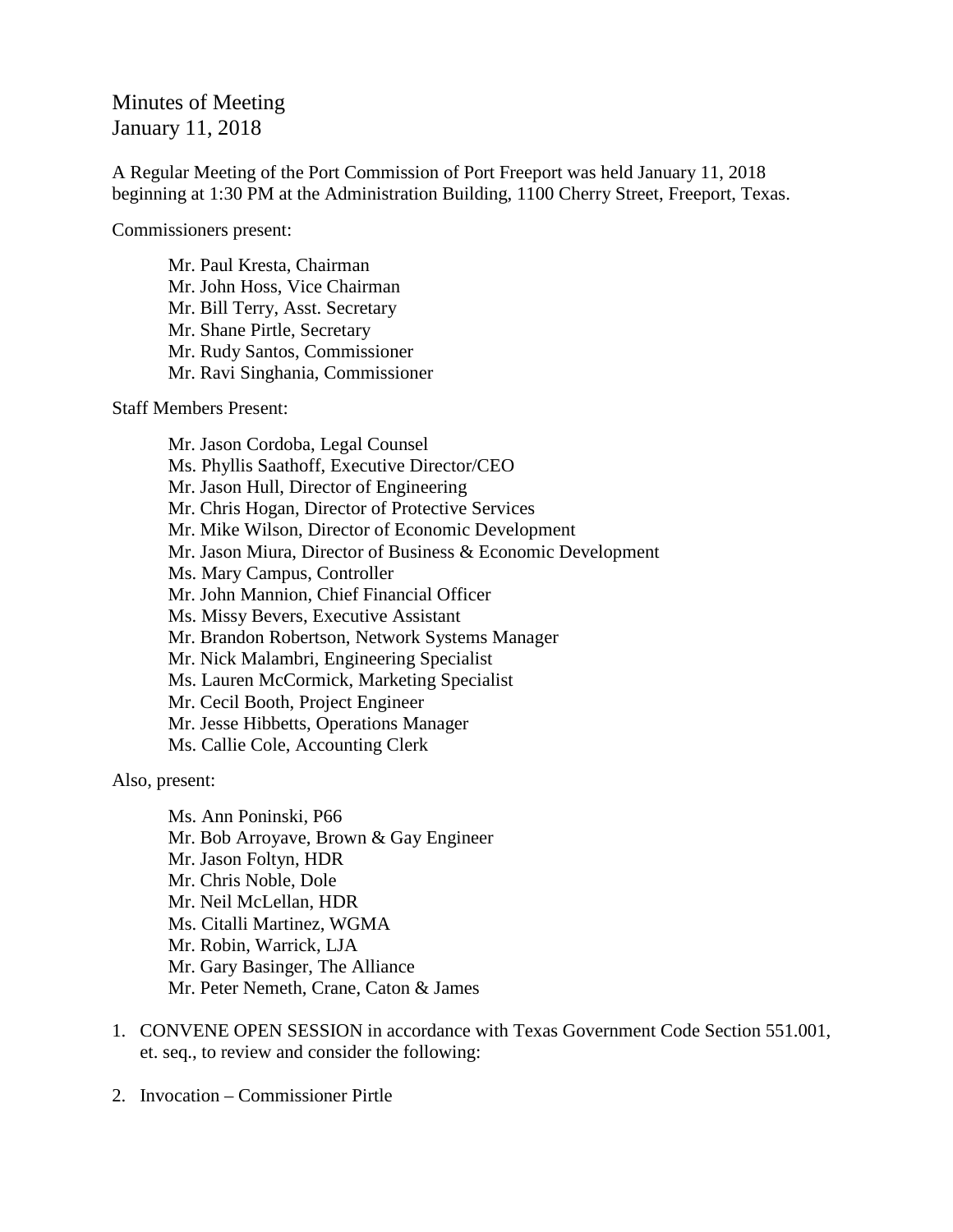# Minutes of Meeting
January 11, 2018

A Regular Meeting of the Port Commission of Port Freeport was held January 11, 2018 beginning at 1:30 PM at the Administration Building, 1100 Cherry Street, Freeport, Texas.

Commissioners present:

- Mr. Paul Kresta, Chairman
- Mr. John Hoss, Vice Chairman
- Mr. Bill Terry, Asst. Secretary
- Mr. Shane Pirtle, Secretary
- Mr. Rudy Santos, Commissioner
- Mr. Ravi Singhania, Commissioner

Staff Members Present:

- Mr. Jason Cordoba, Legal Counsel
- Ms. Phyllis Saathoff, Executive Director/CEO
- Mr. Jason Hull, Director of Engineering
- Mr. Chris Hogan, Director of Protective Services
- Mr. Mike Wilson, Director of Economic Development
- Mr. Jason Miura, Director of Business & Economic Development
- Ms. Mary Campus, Controller
- Mr. John Mannion, Chief Financial Officer
- Ms. Missy Bevers, Executive Assistant
- Mr. Brandon Robertson, Network Systems Manager
- Mr. Nick Malambri, Engineering Specialist
- Ms. Lauren McCormick, Marketing Specialist
- Mr. Cecil Booth, Project Engineer
- Mr. Jesse Hibbetts, Operations Manager
- Ms. Callie Cole, Accounting Clerk

Also, present:

- Ms. Ann Poninski, P66
- Mr. Bob Arroyave, Brown & Gay Engineer
- Mr. Jason Foltyn, HDR
- Mr. Chris Noble, Dole
- Mr. Neil McLellan, HDR
- Ms. Citalli Martinez, WGMA
- Mr. Robin, Warrick, LJA
- Mr. Gary Basinger, The Alliance
- Mr. Peter Nemeth, Crane, Caton & James

1. CONVENE OPEN SESSION in accordance with Texas Government Code Section 551.001, et. seq., to review and consider the following:

2. Invocation – Commissioner Pirtle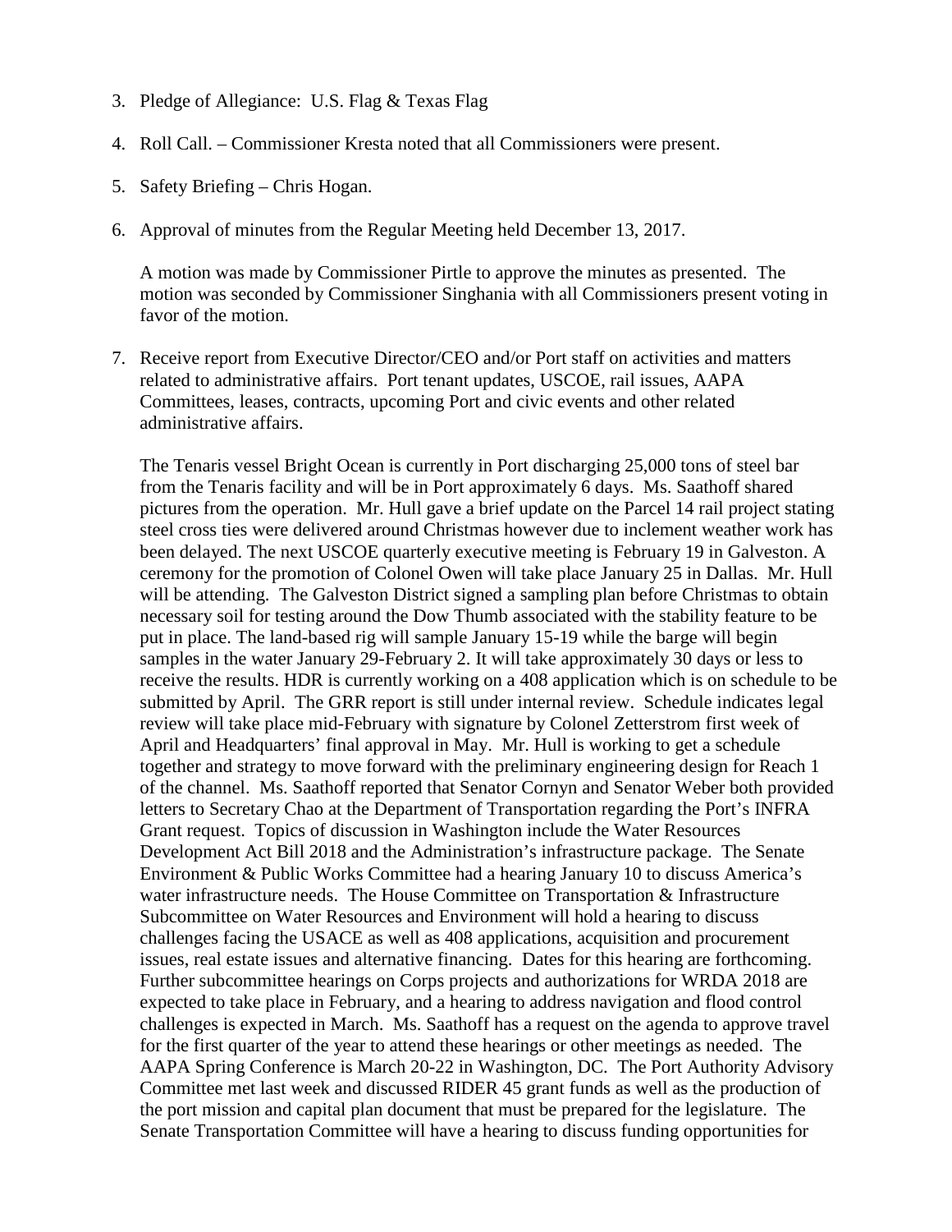3. Pledge of Allegiance: U.S. Flag & Texas Flag

4. Roll Call. – Commissioner Kresta noted that all Commissioners were present.

5. Safety Briefing – Chris Hogan.

6. Approval of minutes from the Regular Meeting held December 13, 2017.

   A motion was made by Commissioner Pirtle to approve the minutes as presented. The motion was seconded by Commissioner Singhania with all Commissioners present voting in favor of the motion.

7. Receive report from Executive Director/CEO and/or Port staff on activities and matters related to administrative affairs. Port tenant updates, USCOE, rail issues, AAPA Committees, leases, contracts, upcoming Port and civic events and other related administrative affairs.

   The Tenaris vessel Bright Ocean is currently in Port discharging 25,000 tons of steel bar from the Tenaris facility and will be in Port approximately 6 days. Ms. Saathoff shared pictures from the operation. Mr. Hull gave a brief update on the Parcel 14 rail project stating steel cross ties were delivered around Christmas however due to inclement weather work has been delayed. The next USCOE quarterly executive meeting is February 19 in Galveston. A ceremony for the promotion of Colonel Owen will take place January 25 in Dallas. Mr. Hull will be attending. The Galveston District signed a sampling plan before Christmas to obtain necessary soil for testing around the Dow Thumb associated with the stability feature to be put in place. The land-based rig will sample January 15-19 while the barge will begin samples in the water January 29-February 2. It will take approximately 30 days or less to receive the results. HDR is currently working on a 408 application which is on schedule to be submitted by April. The GRR report is still under internal review. Schedule indicates legal review will take place mid-February with signature by Colonel Zetterstrom first week of April and Headquarters' final approval in May. Mr. Hull is working to get a schedule together and strategy to move forward with the preliminary engineering design for Reach 1 of the channel. Ms. Saathoff reported that Senator Cornyn and Senator Weber both provided letters to Secretary Chao at the Department of Transportation regarding the Port's INFRA Grant request. Topics of discussion in Washington include the Water Resources Development Act Bill 2018 and the Administration's infrastructure package. The Senate Environment & Public Works Committee had a hearing January 10 to discuss America's water infrastructure needs. The House Committee on Transportation & Infrastructure Subcommittee on Water Resources and Environment will hold a hearing to discuss challenges facing the USACE as well as 408 applications, acquisition and procurement issues, real estate issues and alternative financing. Dates for this hearing are forthcoming. Further subcommittee hearings on Corps projects and authorizations for WRDA 2018 are expected to take place in February, and a hearing to address navigation and flood control challenges is expected in March. Ms. Saathoff has a request on the agenda to approve travel for the first quarter of the year to attend these hearings or other meetings as needed. The AAPA Spring Conference is March 20-22 in Washington, DC. The Port Authority Advisory Committee met last week and discussed RIDER 45 grant funds as well as the production of the port mission and capital plan document that must be prepared for the legislature. The Senate Transportation Committee will have a hearing to discuss funding opportunities for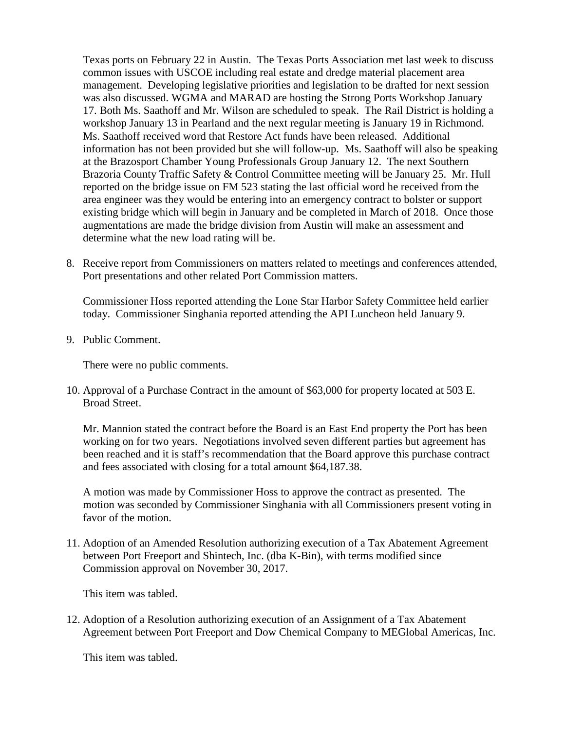Texas ports on February 22 in Austin. The Texas Ports Association met last week to discuss common issues with USCOE including real estate and dredge material placement area management. Developing legislative priorities and legislation to be drafted for next session was also discussed. WGMA and MARAD are hosting the Strong Ports Workshop January 17. Both Ms. Saathoff and Mr. Wilson are scheduled to speak. The Rail District is holding a workshop January 13 in Pearland and the next regular meeting is January 19 in Richmond. Ms. Saathoff received word that Restore Act funds have been released. Additional information has not been provided but she will follow-up. Ms. Saathoff will also be speaking at the Brazosport Chamber Young Professionals Group January 12. The next Southern Brazoria County Traffic Safety & Control Committee meeting will be January 25. Mr. Hull reported on the bridge issue on FM 523 stating the last official word he received from the area engineer was they would be entering into an emergency contract to bolster or support existing bridge which will begin in January and be completed in March of 2018. Once those augmentations are made the bridge division from Austin will make an assessment and determine what the new load rating will be.

8. Receive report from Commissioners on matters related to meetings and conferences attended, Port presentations and other related Port Commission matters.

   Commissioner Hoss reported attending the Lone Star Harbor Safety Committee held earlier today. Commissioner Singhania reported attending the API Luncheon held January 9.

9. Public Comment.

   There were no public comments.

10. Approval of a Purchase Contract in the amount of $63,000 for property located at 503 E. Broad Street.

    Mr. Mannion stated the contract before the Board is an East End property the Port has been working on for two years. Negotiations involved seven different parties but agreement has been reached and it is staff's recommendation that the Board approve this purchase contract and fees associated with closing for a total amount $64,187.38.

    A motion was made by Commissioner Hoss to approve the contract as presented. The motion was seconded by Commissioner Singhania with all Commissioners present voting in favor of the motion.

11. Adoption of an Amended Resolution authorizing execution of a Tax Abatement Agreement between Port Freeport and Shintech, Inc. (dba K-Bin), with terms modified since Commission approval on November 30, 2017.

    This item was tabled.

12. Adoption of a Resolution authorizing execution of an Assignment of a Tax Abatement Agreement between Port Freeport and Dow Chemical Company to MEGlobal Americas, Inc.

    This item was tabled.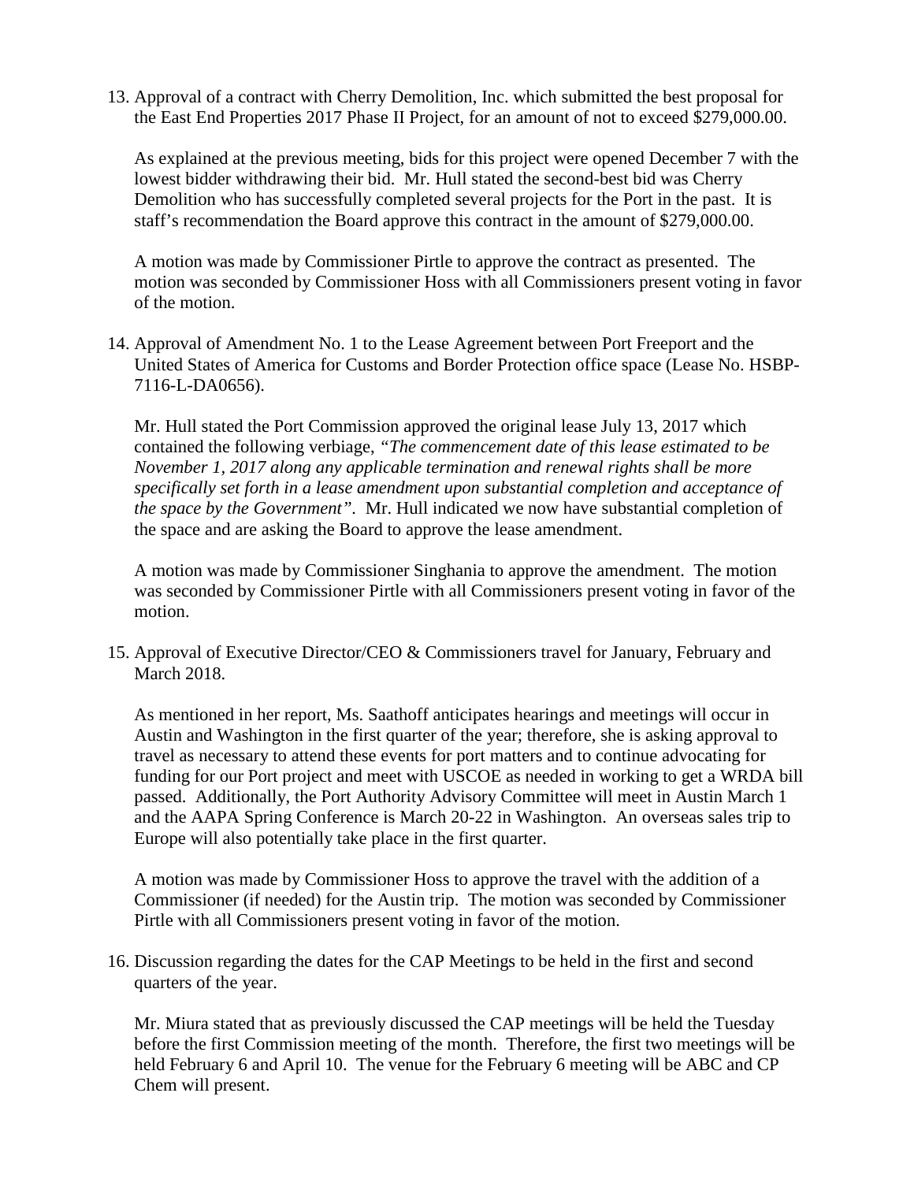13. Approval of a contract with Cherry Demolition, Inc. which submitted the best proposal for the East End Properties 2017 Phase II Project, for an amount of not to exceed $279,000.00.

    As explained at the previous meeting, bids for this project were opened December 7 with the lowest bidder withdrawing their bid. Mr. Hull stated the second-best bid was Cherry Demolition who has successfully completed several projects for the Port in the past. It is staff's recommendation the Board approve this contract in the amount of $279,000.00.

    A motion was made by Commissioner Pirtle to approve the contract as presented. The motion was seconded by Commissioner Hoss with all Commissioners present voting in favor of the motion.

14. Approval of Amendment No. 1 to the Lease Agreement between Port Freeport and the United States of America for Customs and Border Protection office space (Lease No. HSBP-7116-L-DA0656).

    Mr. Hull stated the Port Commission approved the original lease July 13, 2017 which contained the following verbiage, *"The commencement date of this lease estimated to be November 1, 2017 along any applicable termination and renewal rights shall be more specifically set forth in a lease amendment upon substantial completion and acceptance of the space by the Government"*. Mr. Hull indicated we now have substantial completion of the space and are asking the Board to approve the lease amendment.

    A motion was made by Commissioner Singhania to approve the amendment. The motion was seconded by Commissioner Pirtle with all Commissioners present voting in favor of the motion.

15. Approval of Executive Director/CEO & Commissioners travel for January, February and March 2018.

    As mentioned in her report, Ms. Saathoff anticipates hearings and meetings will occur in Austin and Washington in the first quarter of the year; therefore, she is asking approval to travel as necessary to attend these events for port matters and to continue advocating for funding for our Port project and meet with USCOE as needed in working to get a WRDA bill passed. Additionally, the Port Authority Advisory Committee will meet in Austin March 1 and the AAPA Spring Conference is March 20-22 in Washington. An overseas sales trip to Europe will also potentially take place in the first quarter.

    A motion was made by Commissioner Hoss to approve the travel with the addition of a Commissioner (if needed) for the Austin trip. The motion was seconded by Commissioner Pirtle with all Commissioners present voting in favor of the motion.

16. Discussion regarding the dates for the CAP Meetings to be held in the first and second quarters of the year.

    Mr. Miura stated that as previously discussed the CAP meetings will be held the Tuesday before the first Commission meeting of the month. Therefore, the first two meetings will be held February 6 and April 10. The venue for the February 6 meeting will be ABC and CP Chem will present.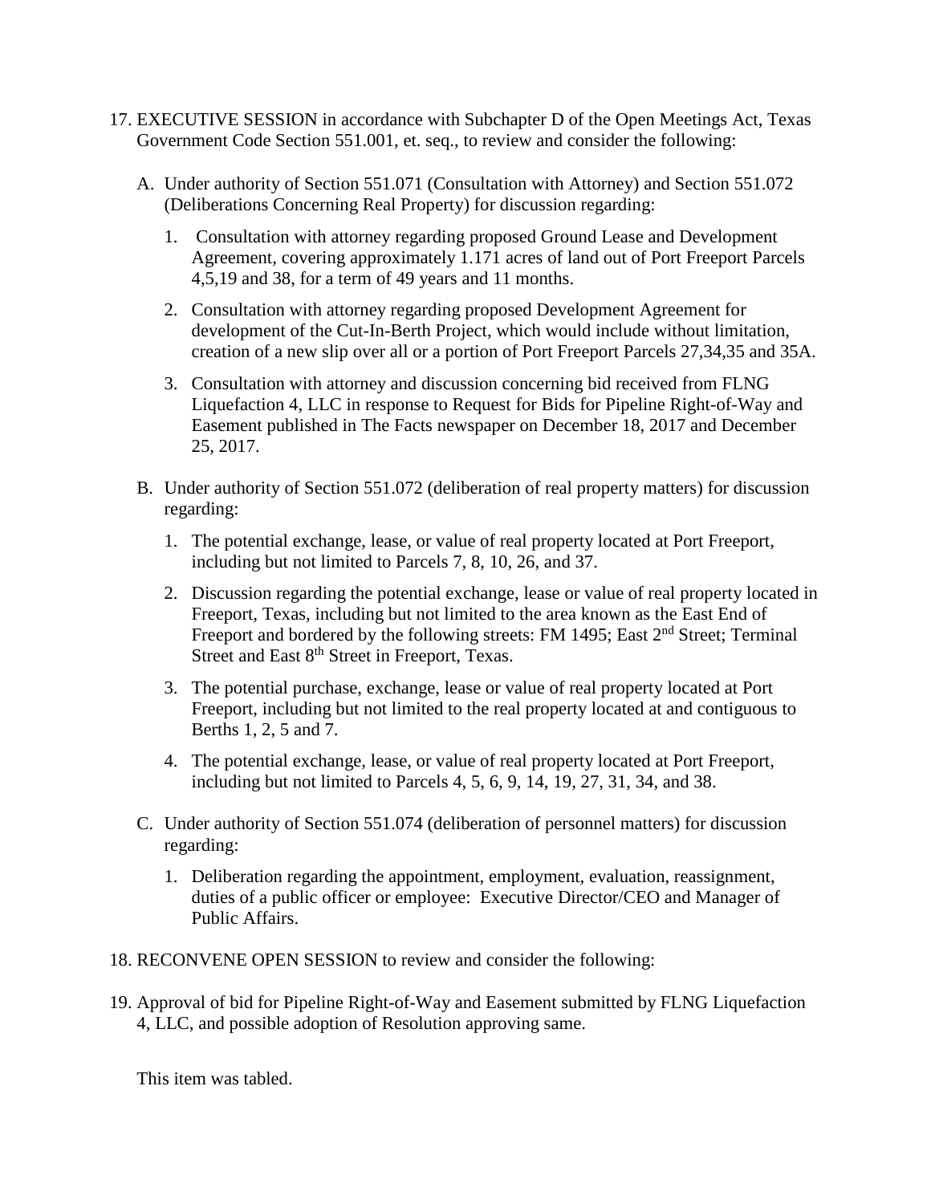17. EXECUTIVE SESSION in accordance with Subchapter D of the Open Meetings Act, Texas Government Code Section 551.001, et. seq., to review and consider the following:

    A. Under authority of Section 551.071 (Consultation with Attorney) and Section 551.072 (Deliberations Concerning Real Property) for discussion regarding:

        1. Consultation with attorney regarding proposed Ground Lease and Development Agreement, covering approximately 1.171 acres of land out of Port Freeport Parcels 4,5,19 and 38, for a term of 49 years and 11 months.

        2. Consultation with attorney regarding proposed Development Agreement for development of the Cut-In-Berth Project, which would include without limitation, creation of a new slip over all or a portion of Port Freeport Parcels 27,34,35 and 35A.

        3. Consultation with attorney and discussion concerning bid received from FLNG Liquefaction 4, LLC in response to Request for Bids for Pipeline Right-of-Way and Easement published in The Facts newspaper on December 18, 2017 and December 25, 2017.

    B. Under authority of Section 551.072 (deliberation of real property matters) for discussion regarding:

        1. The potential exchange, lease, or value of real property located at Port Freeport, including but not limited to Parcels 7, 8, 10, 26, and 37.

        2. Discussion regarding the potential exchange, lease or value of real property located in Freeport, Texas, including but not limited to the area known as the East End of Freeport and bordered by the following streets: FM 1495; East 2nd Street; Terminal Street and East 8th Street in Freeport, Texas.

        3. The potential purchase, exchange, lease or value of real property located at Port Freeport, including but not limited to the real property located at and contiguous to Berths 1, 2, 5 and 7.

        4. The potential exchange, lease, or value of real property located at Port Freeport, including but not limited to Parcels 4, 5, 6, 9, 14, 19, 27, 31, 34, and 38.

    C. Under authority of Section 551.074 (deliberation of personnel matters) for discussion regarding:

        1. Deliberation regarding the appointment, employment, evaluation, reassignment, duties of a public officer or employee: Executive Director/CEO and Manager of Public Affairs.

18. RECONVENE OPEN SESSION to review and consider the following:

19. Approval of bid for Pipeline Right-of-Way and Easement submitted by FLNG Liquefaction 4, LLC, and possible adoption of Resolution approving same.

    This item was tabled.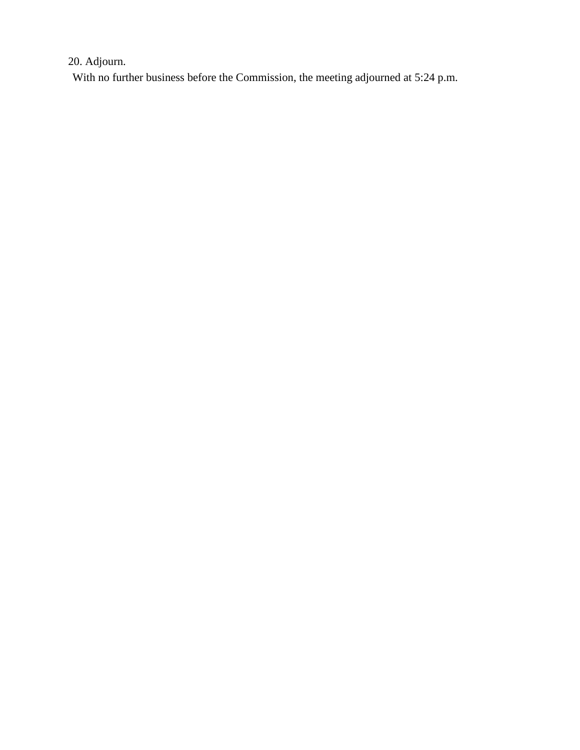20. Adjourn.

With no further business before the Commission, the meeting adjourned at 5:24 p.m.